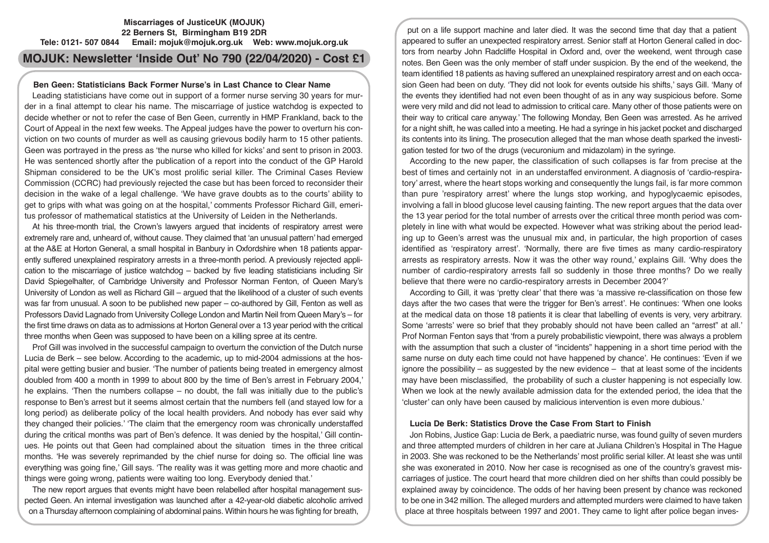**Miscarriages of JusticeUK (MOJUK)**
**22 Berners St, Birmingham B19 2DR**
**Tele: 0121- 507 0844 Email: mojuk@mojuk.org.uk Web: www.mojuk.org.uk**

# MOJUK: Newsletter 'Inside Out' No 790 (22/04/2020) - Cost £1

## Ben Geen: Statisticians Back Former Nurse's in Last Chance to Clear Name

Leading statisticians have come out in support of a former nurse serving 30 years for murder in a final attempt to clear his name. The miscarriage of justice watchdog is expected to decide whether or not to refer the case of Ben Geen, currently in HMP Frankland, back to the Court of Appeal in the next few weeks. The Appeal judges have the power to overturn his conviction on two counts of murder as well as causing grievous bodily harm to 15 other patients. Geen was portrayed in the press as 'the nurse who killed for kicks' and sent to prison in 2003. He was sentenced shortly after the publication of a report into the conduct of the GP Harold Shipman considered to be the UK's most prolific serial killer. The Criminal Cases Review Commission (CCRC) had previously rejected the case but has been forced to reconsider their decision in the wake of a legal challenge. 'We have grave doubts as to the courts' ability to get to grips with what was going on at the hospital,' comments Professor Richard Gill, emeritus professor of mathematical statistics at the University of Leiden in the Netherlands.

At his three-month trial, the Crown's lawyers argued that incidents of respiratory arrest were extremely rare and, unheard of, without cause. They claimed that 'an unusual pattern' had emerged at the A&E at Horton General, a small hospital in Banbury in Oxfordshire when 18 patients apparently suffered unexplained respiratory arrests in a three-month period. A previously rejected application to the miscarriage of justice watchdog – backed by five leading statisticians including Sir David Spiegelhalter, of Cambridge University and Professor Norman Fenton, of Queen Mary's University of London as well as Richard Gill – argued that the likelihood of a cluster of such events was far from unusual. A soon to be published new paper – co-authored by Gill, Fenton as well as Professors David Lagnado from University College London and Martin Neil from Queen Mary's – for the first time draws on data as to admissions at Horton General over a 13 year period with the critical three months when Geen was supposed to have been on a killing spree at its centre.

Prof Gill was involved in the successful campaign to overturn the conviction of the Dutch nurse Lucia de Berk – see below. According to the academic, up to mid-2004 admissions at the hospital were getting busier and busier. 'The number of patients being treated in emergency almost doubled from 400 a month in 1999 to about 800 by the time of Ben's arrest in February 2004,' he explains. 'Then the numbers collapse – no doubt, the fall was initially due to the public's response to Ben's arrest but it seems almost certain that the numbers fell (and stayed low for a long period) as deliberate policy of the local health providers. And nobody has ever said why they changed their policies.' 'The claim that the emergency room was chronically understaffed during the critical months was part of Ben's defence. It was denied by the hospital,' Gill continues. He points out that Geen had complained about the situation times in the three critical months. 'He was severely reprimanded by the chief nurse for doing so. The official line was everything was going fine,' Gill says. 'The reality was it was getting more and more chaotic and things were going wrong, patients were waiting too long. Everybody denied that.'

The new report argues that events might have been relabelled after hospital management suspected Geen. An internal investigation was launched after a 42-year-old diabetic alcoholic arrived on a Thursday afternoon complaining of abdominal pains. Within hours he was fighting for breath, put on a life support machine and later died. It was the second time that day that a patient appeared to suffer an unexpected respiratory arrest. Senior staff at Horton General called in doctors from nearby John Radcliffe Hospital in Oxford and, over the weekend, went through case notes. Ben Geen was the only member of staff under suspicion. By the end of the weekend, the team identified 18 patients as having suffered an unexplained respiratory arrest and on each occasion Geen had been on duty. 'They did not look for events outside his shifts,' says Gill. 'Many of the events they identified had not even been thought of as in any way suspicious before. Some were very mild and did not lead to admission to critical care. Many other of those patients were on their way to critical care anyway.' The following Monday, Ben Geen was arrested. As he arrived for a night shift, he was called into a meeting. He had a syringe in his jacket pocket and discharged its contents into its lining. The prosecution alleged that the man whose death sparked the investigation tested for two of the drugs (vecuronium and midazolam) in the syringe.

According to the new paper, the classification of such collapses is far from precise at the best of times and certainly not in an understaffed environment. A diagnosis of 'cardio-respiratory' arrest, where the heart stops working and consequently the lungs fail, is far more common than pure 'respiratory arrest' where the lungs stop working, and hypoglycaemic episodes, involving a fall in blood glucose level causing fainting. The new report argues that the data over the 13 year period for the total number of arrests over the critical three month period was completely in line with what would be expected. However what was striking about the period leading up to Geen's arrest was the unusual mix and, in particular, the high proportion of cases identified as 'respiratory arrest'. 'Normally, there are five times as many cardio-respiratory arrests as respiratory arrests. Now it was the other way round,' explains Gill. 'Why does the number of cardio-respiratory arrests fall so suddenly in those three months? Do we really believe that there were no cardio-respiratory arrests in December 2004?'

According to Gill, it was 'pretty clear' that there was 'a massive re-classification on those few days after the two cases that were the trigger for Ben's arrest'. He continues: 'When one looks at the medical data on those 18 patients it is clear that labelling of events is very, very arbitrary. Some 'arrests' were so brief that they probably should not have been called an "arrest" at all.' Prof Norman Fenton says that 'from a purely probabilistic viewpoint, there was always a problem with the assumption that such a cluster of "incidents" happening in a short time period with the same nurse on duty each time could not have happened by chance'. He continues: 'Even if we ignore the possibility – as suggested by the new evidence – that at least some of the incidents may have been misclassified, the probability of such a cluster happening is not especially low. When we look at the newly available admission data for the extended period, the idea that the 'cluster' can only have been caused by malicious intervention is even more dubious.'

## Lucia De Berk: Statistics Drove the Case From Start to Finish

Jon Robins, Justice Gap: Lucia de Berk, a paediatric nurse, was found guilty of seven murders and three attempted murders of children in her care at Juliana Children's Hospital in The Hague in 2003. She was reckoned to be the Netherlands' most prolific serial killer. At least she was until she was exonerated in 2010. Now her case is recognised as one of the country's gravest miscarriages of justice. The court heard that more children died on her shifts than could possibly be explained away by coincidence. The odds of her having been present by chance was reckoned to be one in 342 million. The alleged murders and attempted murders were claimed to have taken place at three hospitals between 1997 and 2001. They came to light after police began inves-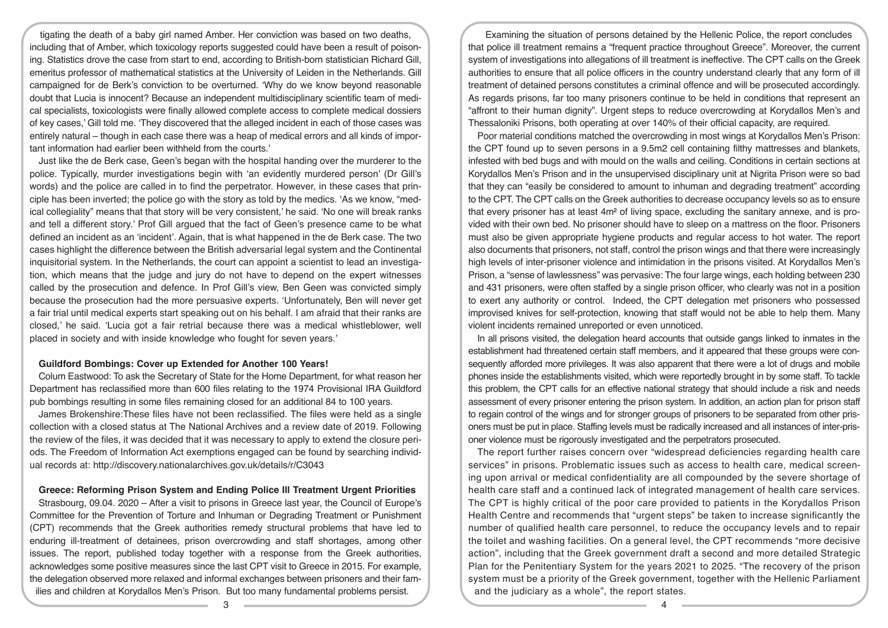tigating the death of a baby girl named Amber. Her conviction was based on two deaths, including that of Amber, which toxicology reports suggested could have been a result of poisoning. Statistics drove the case from start to end, according to British-born statistician Richard Gill, emeritus professor of mathematical statistics at the University of Leiden in the Netherlands. Gill campaigned for de Berk's conviction to be overturned. 'Why do we know beyond reasonable doubt that Lucia is innocent? Because an independent multidisciplinary scientific team of medical specialists, toxicologists were finally allowed complete access to complete medical dossiers of key cases,' Gill told me. 'They discovered that the alleged incident in each of those cases was entirely natural – though in each case there was a heap of medical errors and all kinds of important information had earlier been withheld from the courts.'

Just like the de Berk case, Geen's began with the hospital handing over the murderer to the police. Typically, murder investigations begin with 'an evidently murdered person' (Dr Gill's words) and the police are called in to find the perpetrator. However, in these cases that principle has been inverted; the police go with the story as told by the medics. 'As we know, "medical collegiality" means that that story will be very consistent,' he said. 'No one will break ranks and tell a different story.' Prof Gill argued that the fact of Geen's presence came to be what defined an incident as an 'incident'. Again, that is what happened in the de Berk case. The two cases highlight the difference between the British adversarial legal system and the Continental inquisitorial system. In the Netherlands, the court can appoint a scientist to lead an investigation, which means that the judge and jury do not have to depend on the expert witnesses called by the prosecution and defence. In Prof Gill's view, Ben Geen was convicted simply because the prosecution had the more persuasive experts. 'Unfortunately, Ben will never get a fair trial until medical experts start speaking out on his behalf. I am afraid that their ranks are closed,' he said. 'Lucia got a fair retrial because there was a medical whistleblower, well placed in society and with inside knowledge who fought for seven years.'

### Guildford Bombings: Cover up Extended for Another 100 Years!

Colum Eastwood: To ask the Secretary of State for the Home Department, for what reason her Department has reclassified more than 600 files relating to the 1974 Provisional IRA Guildford pub bombings resulting in some files remaining closed for an additional 84 to 100 years.

James Brokenshire:These files have not been reclassified. The files were held as a single collection with a closed status at The National Archives and a review date of 2019. Following the review of the files, it was decided that it was necessary to apply to extend the closure periods. The Freedom of Information Act exemptions engaged can be found by searching individual records at: http://discovery.nationalarchives.gov.uk/details/r/C3043

### Greece: Reforming Prison System and Ending Police Ill Treatment Urgent Priorities

Strasbourg, 09.04. 2020 – After a visit to prisons in Greece last year, the Council of Europe's Committee for the Prevention of Torture and Inhuman or Degrading Treatment or Punishment (CPT) recommends that the Greek authorities remedy structural problems that have led to enduring ill-treatment of detainees, prison overcrowding and staff shortages, among other issues. The report, published today together with a response from the Greek authorities, acknowledges some positive measures since the last CPT visit to Greece in 2015. For example, the delegation observed more relaxed and informal exchanges between prisoners and their families and children at Korydallos Men's Prison. But too many fundamental problems persist.

Examining the situation of persons detained by the Hellenic Police, the report concludes that police ill treatment remains a "frequent practice throughout Greece". Moreover, the current system of investigations into allegations of ill treatment is ineffective. The CPT calls on the Greek authorities to ensure that all police officers in the country understand clearly that any form of ill treatment of detained persons constitutes a criminal offence and will be prosecuted accordingly. As regards prisons, far too many prisoners continue to be held in conditions that represent an "affront to their human dignity". Urgent steps to reduce overcrowding at Korydallos Men's and Thessaloniki Prisons, both operating at over 140% of their official capacity, are required.

Poor material conditions matched the overcrowding in most wings at Korydallos Men's Prison: the CPT found up to seven persons in a 9.5m2 cell containing filthy mattresses and blankets, infested with bed bugs and with mould on the walls and ceiling. Conditions in certain sections at Korydallos Men's Prison and in the unsupervised disciplinary unit at Nigrita Prison were so bad that they can "easily be considered to amount to inhuman and degrading treatment" according to the CPT. The CPT calls on the Greek authorities to decrease occupancy levels so as to ensure that every prisoner has at least 4m² of living space, excluding the sanitary annexe, and is provided with their own bed. No prisoner should have to sleep on a mattress on the floor. Prisoners must also be given appropriate hygiene products and regular access to hot water. The report also documents that prisoners, not staff, control the prison wings and that there were increasingly high levels of inter-prisoner violence and intimidation in the prisons visited. At Korydallos Men's Prison, a "sense of lawlessness" was pervasive: The four large wings, each holding between 230 and 431 prisoners, were often staffed by a single prison officer, who clearly was not in a position to exert any authority or control. Indeed, the CPT delegation met prisoners who possessed improvised knives for self-protection, knowing that staff would not be able to help them. Many violent incidents remained unreported or even unnoticed.

In all prisons visited, the delegation heard accounts that outside gangs linked to inmates in the establishment had threatened certain staff members, and it appeared that these groups were consequently afforded more privileges. It was also apparent that there were a lot of drugs and mobile phones inside the establishments visited, which were reportedly brought in by some staff. To tackle this problem, the CPT calls for an effective national strategy that should include a risk and needs assessment of every prisoner entering the prison system. In addition, an action plan for prison staff to regain control of the wings and for stronger groups of prisoners to be separated from other prisoners must be put in place. Staffing levels must be radically increased and all instances of inter-prisoner violence must be rigorously investigated and the perpetrators prosecuted.

The report further raises concern over "widespread deficiencies regarding health care services" in prisons. Problematic issues such as access to health care, medical screening upon arrival or medical confidentiality are all compounded by the severe shortage of health care staff and a continued lack of integrated management of health care services. The CPT is highly critical of the poor care provided to patients in the Korydallos Prison Health Centre and recommends that "urgent steps" be taken to increase significantly the number of qualified health care personnel, to reduce the occupancy levels and to repair the toilet and washing facilities. On a general level, the CPT recommends "more decisive action", including that the Greek government draft a second and more detailed Strategic Plan for the Penitentiary System for the years 2021 to 2025. "The recovery of the prison system must be a priority of the Greek government, together with the Hellenic Parliament and the judiciary as a whole", the report states.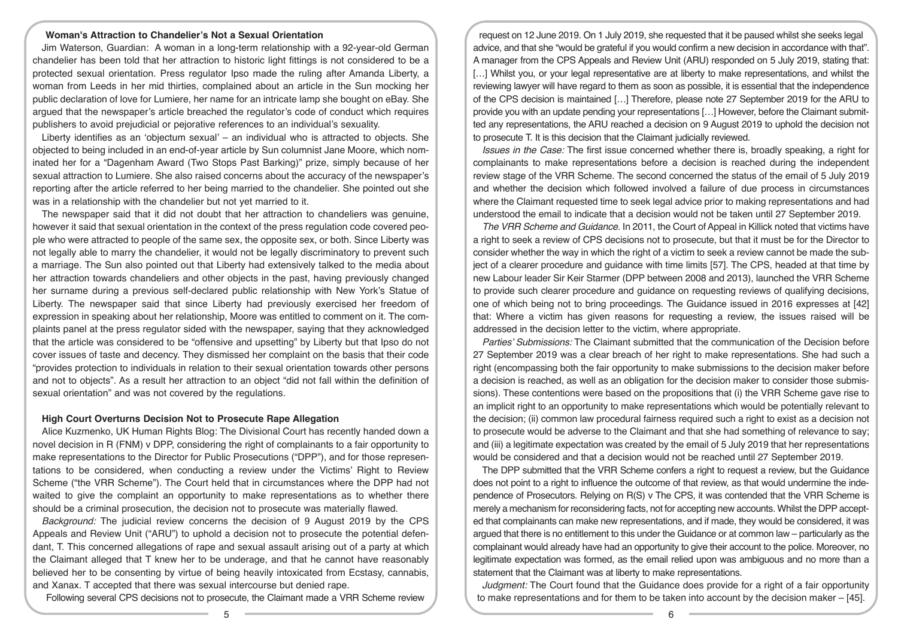### Woman's Attraction to Chandelier's Not a Sexual Orientation

Jim Waterson, Guardian: A woman in a long-term relationship with a 92-year-old German chandelier has been told that her attraction to historic light fittings is not considered to be a protected sexual orientation. Press regulator Ipso made the ruling after Amanda Liberty, a woman from Leeds in her mid thirties, complained about an article in the Sun mocking her public declaration of love for Lumiere, her name for an intricate lamp she bought on eBay. She argued that the newspaper's article breached the regulator's code of conduct which requires publishers to avoid prejudicial or pejorative references to an individual's sexuality.

Liberty identifies as an 'objectum sexual' – an individual who is attracted to objects. She objected to being included in an end-of-year article by Sun columnist Jane Moore, which nominated her for a "Dagenham Award (Two Stops Past Barking)" prize, simply because of her sexual attraction to Lumiere. She also raised concerns about the accuracy of the newspaper's reporting after the article referred to her being married to the chandelier. She pointed out she was in a relationship with the chandelier but not yet married to it.

The newspaper said that it did not doubt that her attraction to chandeliers was genuine, however it said that sexual orientation in the context of the press regulation code covered people who were attracted to people of the same sex, the opposite sex, or both. Since Liberty was not legally able to marry the chandelier, it would not be legally discriminatory to prevent such a marriage. The Sun also pointed out that Liberty had extensively talked to the media about her attraction towards chandeliers and other objects in the past, having previously changed her surname during a previous self-declared public relationship with New York's Statue of Liberty. The newspaper said that since Liberty had previously exercised her freedom of expression in speaking about her relationship, Moore was entitled to comment on it. The complaints panel at the press regulator sided with the newspaper, saying that they acknowledged that the article was considered to be "offensive and upsetting" by Liberty but that Ipso do not cover issues of taste and decency. They dismissed her complaint on the basis that their code "provides protection to individuals in relation to their sexual orientation towards other persons and not to objects". As a result her attraction to an object "did not fall within the definition of sexual orientation" and was not covered by the regulations.

### High Court Overturns Decision Not to Prosecute Rape Allegation

Alice Kuzmenko, UK Human Rights Blog: The Divisional Court has recently handed down a novel decision in R (FNM) v DPP, considering the right of complainants to a fair opportunity to make representations to the Director for Public Prosecutions ("DPP"), and for those representations to be considered, when conducting a review under the Victims' Right to Review Scheme ("the VRR Scheme"). The Court held that in circumstances where the DPP had not waited to give the complaint an opportunity to make representations as to whether there should be a criminal prosecution, the decision not to prosecute was materially flawed.

*Background:* The judicial review concerns the decision of 9 August 2019 by the CPS Appeals and Review Unit ("ARU") to uphold a decision not to prosecute the potential defendant, T. This concerned allegations of rape and sexual assault arising out of a party at which the Claimant alleged that T knew her to be underage, and that he cannot have reasonably believed her to be consenting by virtue of being heavily intoxicated from Ecstasy, cannabis, and Xanax. T accepted that there was sexual intercourse but denied rape.

Following several CPS decisions not to prosecute, the Claimant made a VRR Scheme review request on 12 June 2019. On 1 July 2019, she requested that it be paused whilst she seeks legal advice, and that she "would be grateful if you would confirm a new decision in accordance with that". A manager from the CPS Appeals and Review Unit (ARU) responded on 5 July 2019, stating that: […] Whilst you, or your legal representative are at liberty to make representations, and whilst the reviewing lawyer will have regard to them as soon as possible, it is essential that the independence of the CPS decision is maintained […] Therefore, please note 27 September 2019 for the ARU to provide you with an update pending your representations […] However, before the Claimant submitted any representations, the ARU reached a decision on 9 August 2019 to uphold the decision not to prosecute T. It is this decision that the Claimant judicially reviewed.

*Issues in the Case:* The first issue concerned whether there is, broadly speaking, a right for complainants to make representations before a decision is reached during the independent review stage of the VRR Scheme. The second concerned the status of the email of 5 July 2019 and whether the decision which followed involved a failure of due process in circumstances where the Claimant requested time to seek legal advice prior to making representations and had understood the email to indicate that a decision would not be taken until 27 September 2019.

*The VRR Scheme and Guidance.* In 2011, the Court of Appeal in Killick noted that victims have a right to seek a review of CPS decisions not to prosecute, but that it must be for the Director to consider whether the way in which the right of a victim to seek a review cannot be made the subject of a clearer procedure and guidance with time limits [57]. The CPS, headed at that time by new Labour leader Sir Keir Starmer (DPP between 2008 and 2013), launched the VRR Scheme to provide such clearer procedure and guidance on requesting reviews of qualifying decisions, one of which being not to bring proceedings. The Guidance issued in 2016 expresses at [42] that: Where a victim has given reasons for requesting a review, the issues raised will be addressed in the decision letter to the victim, where appropriate.

*Parties' Submissions:* The Claimant submitted that the communication of the Decision before 27 September 2019 was a clear breach of her right to make representations. She had such a right (encompassing both the fair opportunity to make submissions to the decision maker before a decision is reached, as well as an obligation for the decision maker to consider those submissions). These contentions were based on the propositions that (i) the VRR Scheme gave rise to an implicit right to an opportunity to make representations which would be potentially relevant to the decision; (ii) common law procedural fairness required such a right to exist as a decision not to prosecute would be adverse to the Claimant and that she had something of relevance to say; and (iii) a legitimate expectation was created by the email of 5 July 2019 that her representations would be considered and that a decision would not be reached until 27 September 2019.

The DPP submitted that the VRR Scheme confers a right to request a review, but the Guidance does not point to a right to influence the outcome of that review, as that would undermine the independence of Prosecutors. Relying on R(S) v The CPS, it was contended that the VRR Scheme is merely a mechanism for reconsidering facts, not for accepting new accounts. Whilst the DPP accepted that complainants can make new representations, and if made, they would be considered, it was argued that there is no entitlement to this under the Guidance or at common law – particularly as the complainant would already have had an opportunity to give their account to the police. Moreover, no legitimate expectation was formed, as the email relied upon was ambiguous and no more than a statement that the Claimant was at liberty to make representations.

*Judgment:* The Court found that the Guidance does provide for a right of a fair opportunity to make representations and for them to be taken into account by the decision maker – [45].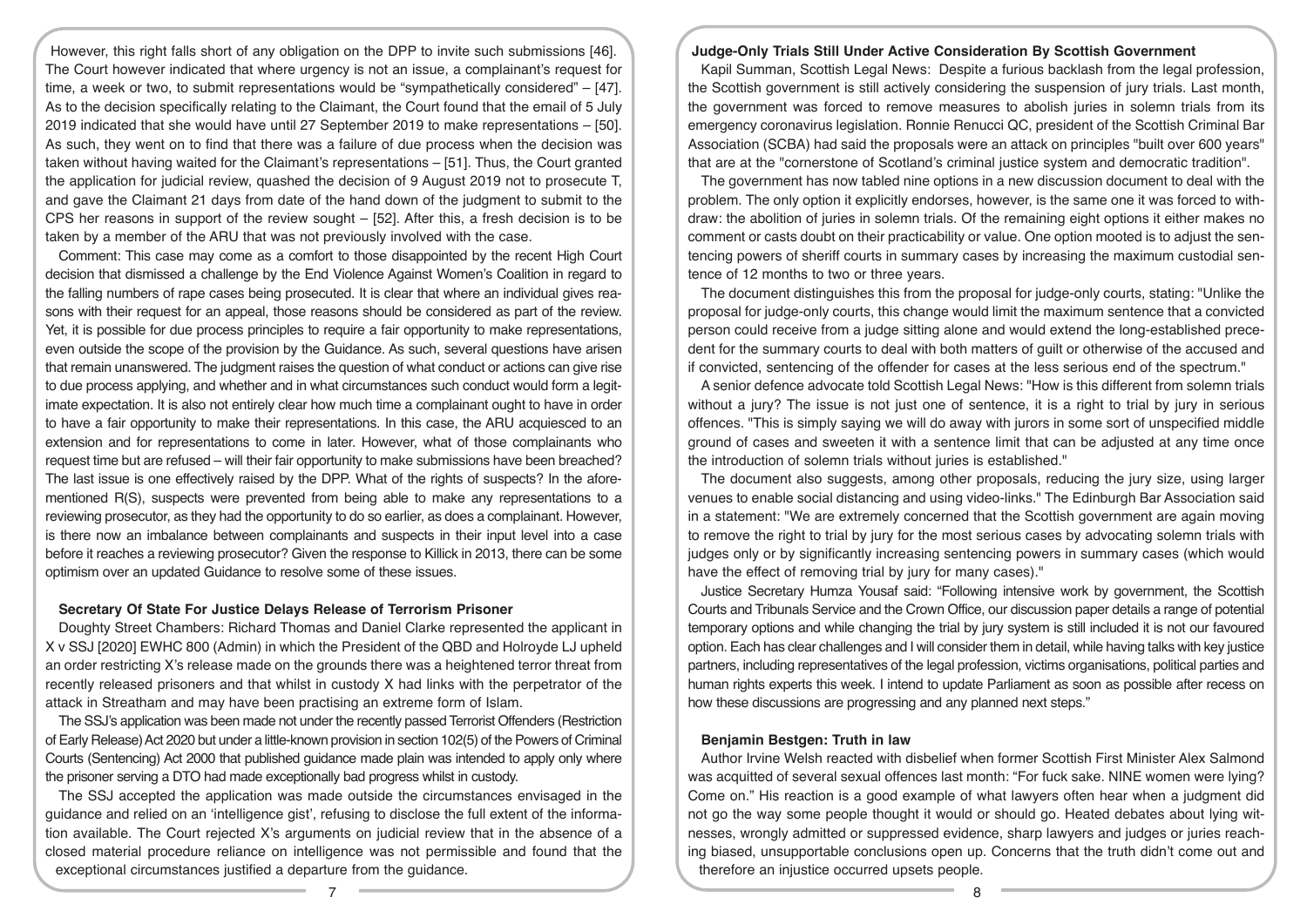However, this right falls short of any obligation on the DPP to invite such submissions [46]. The Court however indicated that where urgency is not an issue, a complainant's request for time, a week or two, to submit representations would be "sympathetically considered" – [47]. As to the decision specifically relating to the Claimant, the Court found that the email of 5 July 2019 indicated that she would have until 27 September 2019 to make representations – [50]. As such, they went on to find that there was a failure of due process when the decision was taken without having waited for the Claimant's representations – [51]. Thus, the Court granted the application for judicial review, quashed the decision of 9 August 2019 not to prosecute T, and gave the Claimant 21 days from date of the hand down of the judgment to submit to the CPS her reasons in support of the review sought – [52]. After this, a fresh decision is to be taken by a member of the ARU that was not previously involved with the case.

Comment: This case may come as a comfort to those disappointed by the recent High Court decision that dismissed a challenge by the End Violence Against Women's Coalition in regard to the falling numbers of rape cases being prosecuted. It is clear that where an individual gives reasons with their request for an appeal, those reasons should be considered as part of the review. Yet, it is possible for due process principles to require a fair opportunity to make representations, even outside the scope of the provision by the Guidance. As such, several questions have arisen that remain unanswered. The judgment raises the question of what conduct or actions can give rise to due process applying, and whether and in what circumstances such conduct would form a legitimate expectation. It is also not entirely clear how much time a complainant ought to have in order to have a fair opportunity to make their representations. In this case, the ARU acquiesced to an extension and for representations to come in later. However, what of those complainants who request time but are refused – will their fair opportunity to make submissions have been breached? The last issue is one effectively raised by the DPP. What of the rights of suspects? In the aforementioned R(S), suspects were prevented from being able to make any representations to a reviewing prosecutor, as they had the opportunity to do so earlier, as does a complainant. However, is there now an imbalance between complainants and suspects in their input level into a case before it reaches a reviewing prosecutor? Given the response to Killick in 2013, there can be some optimism over an updated Guidance to resolve some of these issues.

### Secretary Of State For Justice Delays Release of Terrorism Prisoner

Doughty Street Chambers: Richard Thomas and Daniel Clarke represented the applicant in X v SSJ [2020] EWHC 800 (Admin) in which the President of the QBD and Holroyde LJ upheld an order restricting X's release made on the grounds there was a heightened terror threat from recently released prisoners and that whilst in custody X had links with the perpetrator of the attack in Streatham and may have been practising an extreme form of Islam.

The SSJ's application was been made not under the recently passed Terrorist Offenders (Restriction of Early Release) Act 2020 but under a little-known provision in section 102(5) of the Powers of Criminal Courts (Sentencing) Act 2000 that published guidance made plain was intended to apply only where the prisoner serving a DTO had made exceptionally bad progress whilst in custody.

The SSJ accepted the application was made outside the circumstances envisaged in the guidance and relied on an 'intelligence gist', refusing to disclose the full extent of the information available. The Court rejected X's arguments on judicial review that in the absence of a closed material procedure reliance on intelligence was not permissible and found that the exceptional circumstances justified a departure from the guidance.

### Judge-Only Trials Still Under Active Consideration By Scottish Government

Kapil Summan, Scottish Legal News: Despite a furious backlash from the legal profession, the Scottish government is still actively considering the suspension of jury trials. Last month, the government was forced to remove measures to abolish juries in solemn trials from its emergency coronavirus legislation. Ronnie Renucci QC, president of the Scottish Criminal Bar Association (SCBA) had said the proposals were an attack on principles "built over 600 years" that are at the "cornerstone of Scotland's criminal justice system and democratic tradition".

The government has now tabled nine options in a new discussion document to deal with the problem. The only option it explicitly endorses, however, is the same one it was forced to withdraw: the abolition of juries in solemn trials. Of the remaining eight options it either makes no comment or casts doubt on their practicability or value. One option mooted is to adjust the sentencing powers of sheriff courts in summary cases by increasing the maximum custodial sentence of 12 months to two or three years.

The document distinguishes this from the proposal for judge-only courts, stating: "Unlike the proposal for judge-only courts, this change would limit the maximum sentence that a convicted person could receive from a judge sitting alone and would extend the long-established precedent for the summary courts to deal with both matters of guilt or otherwise of the accused and if convicted, sentencing of the offender for cases at the less serious end of the spectrum."

A senior defence advocate told Scottish Legal News: "How is this different from solemn trials without a jury? The issue is not just one of sentence, it is a right to trial by jury in serious offences. "This is simply saying we will do away with jurors in some sort of unspecified middle ground of cases and sweeten it with a sentence limit that can be adjusted at any time once the introduction of solemn trials without juries is established."

The document also suggests, among other proposals, reducing the jury size, using larger venues to enable social distancing and using video-links." The Edinburgh Bar Association said in a statement: "We are extremely concerned that the Scottish government are again moving to remove the right to trial by jury for the most serious cases by advocating solemn trials with judges only or by significantly increasing sentencing powers in summary cases (which would have the effect of removing trial by jury for many cases)."

Justice Secretary Humza Yousaf said: "Following intensive work by government, the Scottish Courts and Tribunals Service and the Crown Office, our discussion paper details a range of potential temporary options and while changing the trial by jury system is still included it is not our favoured option. Each has clear challenges and I will consider them in detail, while having talks with key justice partners, including representatives of the legal profession, victims organisations, political parties and human rights experts this week. I intend to update Parliament as soon as possible after recess on how these discussions are progressing and any planned next steps."

### Benjamin Bestgen: Truth in law

Author Irvine Welsh reacted with disbelief when former Scottish First Minister Alex Salmond was acquitted of several sexual offences last month: "For fuck sake. NINE women were lying? Come on." His reaction is a good example of what lawyers often hear when a judgment did not go the way some people thought it would or should go. Heated debates about lying witnesses, wrongly admitted or suppressed evidence, sharp lawyers and judges or juries reaching biased, unsupportable conclusions open up. Concerns that the truth didn't come out and therefore an injustice occurred upsets people.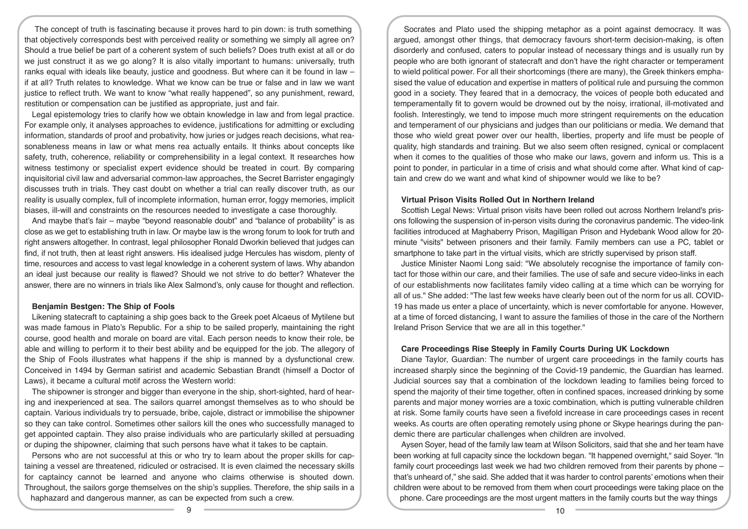The concept of truth is fascinating because it proves hard to pin down: is truth something that objectively corresponds best with perceived reality or something we simply all agree on? Should a true belief be part of a coherent system of such beliefs? Does truth exist at all or do we just construct it as we go along? It is also vitally important to humans: universally, truth ranks equal with ideals like beauty, justice and goodness. But where can it be found in law – if at all? Truth relates to knowledge. What we know can be true or false and in law we want justice to reflect truth. We want to know "what really happened", so any punishment, reward, restitution or compensation can be justified as appropriate, just and fair.

Legal epistemology tries to clarify how we obtain knowledge in law and from legal practice. For example only, it analyses approaches to evidence, justifications for admitting or excluding information, standards of proof and probativity, how juries or judges reach decisions, what reasonableness means in law or what mens rea actually entails. It thinks about concepts like safety, truth, coherence, reliability or comprehensibility in a legal context. It researches how witness testimony or specialist expert evidence should be treated in court. By comparing inquisitorial civil law and adversarial common-law approaches, the Secret Barrister engagingly discusses truth in trials. They cast doubt on whether a trial can really discover truth, as our reality is usually complex, full of incomplete information, human error, foggy memories, implicit biases, ill-will and constraints on the resources needed to investigate a case thoroughly.

And maybe that's fair – maybe "beyond reasonable doubt" and "balance of probability" is as close as we get to establishing truth in law. Or maybe law is the wrong forum to look for truth and right answers altogether. In contrast, legal philosopher Ronald Dworkin believed that judges can find, if not truth, then at least right answers. His idealised judge Hercules has wisdom, plenty of time, resources and access to vast legal knowledge in a coherent system of laws. Why abandon an ideal just because our reality is flawed? Should we not strive to do better? Whatever the answer, there are no winners in trials like Alex Salmond's, only cause for thought and reflection.

### Benjamin Bestgen: The Ship of Fools

Likening statecraft to captaining a ship goes back to the Greek poet Alcaeus of Mytilene but was made famous in Plato's Republic. For a ship to be sailed properly, maintaining the right course, good health and morale on board are vital. Each person needs to know their role, be able and willing to perform it to their best ability and be equipped for the job. The allegory of the Ship of Fools illustrates what happens if the ship is manned by a dysfunctional crew. Conceived in 1494 by German satirist and academic Sebastian Brandt (himself a Doctor of Laws), it became a cultural motif across the Western world:

The shipowner is stronger and bigger than everyone in the ship, short-sighted, hard of hearing and inexperienced at sea. The sailors quarrel amongst themselves as to who should be captain. Various individuals try to persuade, bribe, cajole, distract or immobilise the shipowner so they can take control. Sometimes other sailors kill the ones who successfully managed to get appointed captain. They also praise individuals who are particularly skilled at persuading or duping the shipowner, claiming that such persons have what it takes to be captain.

Persons who are not successful at this or who try to learn about the proper skills for captaining a vessel are threatened, ridiculed or ostracised. It is even claimed the necessary skills for captaincy cannot be learned and anyone who claims otherwise is shouted down. Throughout, the sailors gorge themselves on the ship's supplies. Therefore, the ship sails in a haphazard and dangerous manner, as can be expected from such a crew.

Socrates and Plato used the shipping metaphor as a point against democracy. It was argued, amongst other things, that democracy favours short-term decision-making, is often disorderly and confused, caters to popular instead of necessary things and is usually run by people who are both ignorant of statecraft and don't have the right character or temperament to wield political power. For all their shortcomings (there are many), the Greek thinkers emphasised the value of education and expertise in matters of political rule and pursuing the common good in a society. They feared that in a democracy, the voices of people both educated and temperamentally fit to govern would be drowned out by the noisy, irrational, ill-motivated and foolish. Interestingly, we tend to impose much more stringent requirements on the education and temperament of our physicians and judges than our politicians or media. We demand that those who wield great power over our health, liberties, property and life must be people of quality, high standards and training. But we also seem often resigned, cynical or complacent when it comes to the qualities of those who make our laws, govern and inform us. This is a point to ponder, in particular in a time of crisis and what should come after. What kind of captain and crew do we want and what kind of shipowner would we like to be?

### Virtual Prison Visits Rolled Out in Northern Ireland

Scottish Legal News: Virtual prison visits have been rolled out across Northern Ireland's prisons following the suspension of in-person visits during the coronavirus pandemic. The video-link facilities introduced at Maghaberry Prison, Magilligan Prison and Hydebank Wood allow for 20-minute "visits" between prisoners and their family. Family members can use a PC, tablet or smartphone to take part in the virtual visits, which are strictly supervised by prison staff.

Justice Minister Naomi Long said: "We absolutely recognise the importance of family contact for those within our care, and their families. The use of safe and secure video-links in each of our establishments now facilitates family video calling at a time which can be worrying for all of us." She added: "The last few weeks have clearly been out of the norm for us all. COVID-19 has made us enter a place of uncertainty, which is never comfortable for anyone. However, at a time of forced distancing, I want to assure the families of those in the care of the Northern Ireland Prison Service that we are all in this together."

### Care Proceedings Rise Steeply in Family Courts During UK Lockdown

Diane Taylor, Guardian: The number of urgent care proceedings in the family courts has increased sharply since the beginning of the Covid-19 pandemic, the Guardian has learned. Judicial sources say that a combination of the lockdown leading to families being forced to spend the majority of their time together, often in confined spaces, increased drinking by some parents and major money worries are a toxic combination, which is putting vulnerable children at risk. Some family courts have seen a fivefold increase in care proceedings cases in recent weeks. As courts are often operating remotely using phone or Skype hearings during the pandemic there are particular challenges when children are involved.

Aysen Soyer, head of the family law team at Wilson Solicitors, said that she and her team have been working at full capacity since the lockdown began. "It happened overnight," said Soyer. "In family court proceedings last week we had two children removed from their parents by phone – that's unheard of," she said. She added that it was harder to control parents' emotions when their children were about to be removed from them when court proceedings were taking place on the phone. Care proceedings are the most urgent matters in the family courts but the way things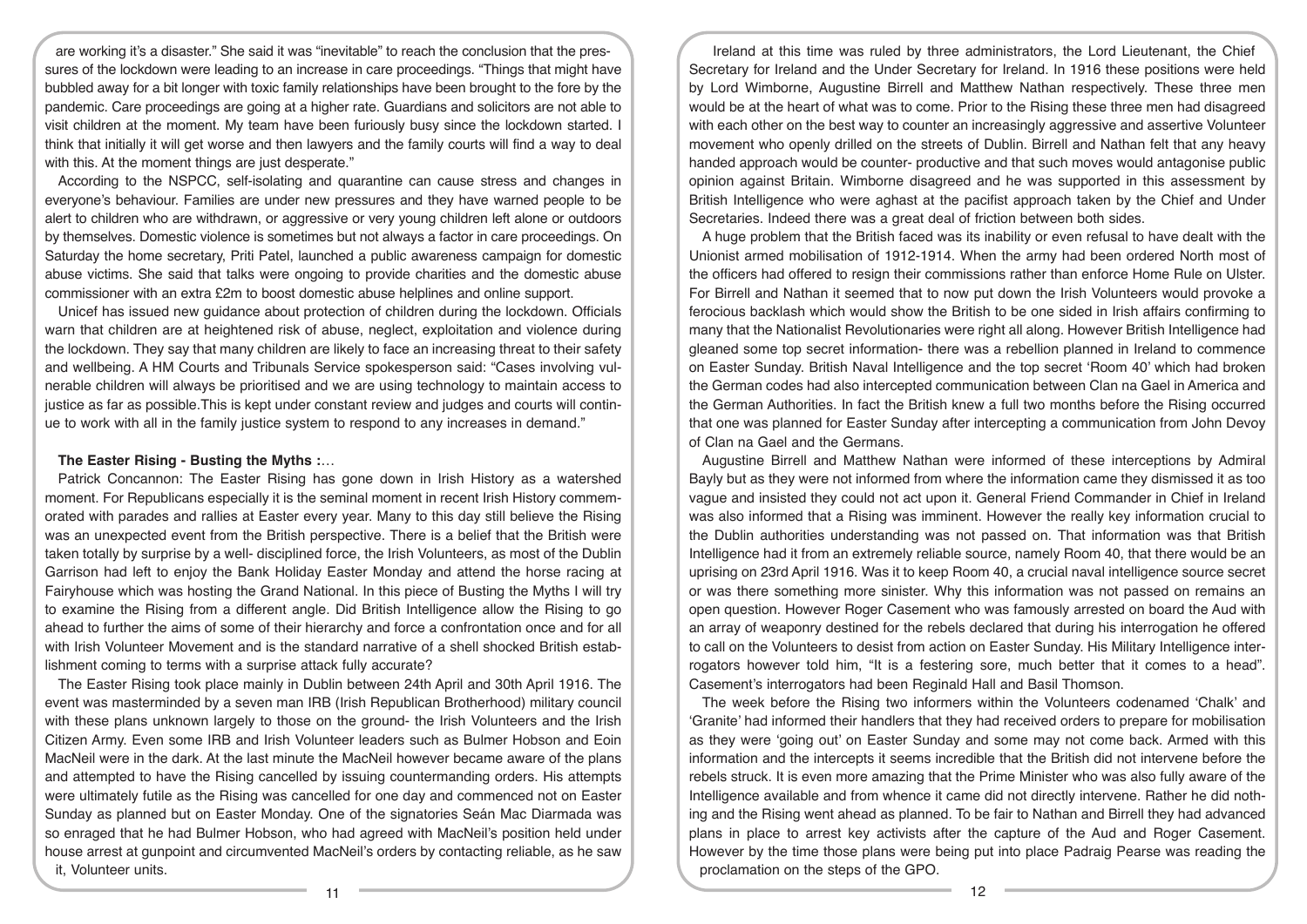are working it's a disaster." She said it was "inevitable" to reach the conclusion that the pressures of the lockdown were leading to an increase in care proceedings. "Things that might have bubbled away for a bit longer with toxic family relationships have been brought to the fore by the pandemic. Care proceedings are going at a higher rate. Guardians and solicitors are not able to visit children at the moment. My team have been furiously busy since the lockdown started. I think that initially it will get worse and then lawyers and the family courts will find a way to deal with this. At the moment things are just desperate."

According to the NSPCC, self-isolating and quarantine can cause stress and changes in everyone's behaviour. Families are under new pressures and they have warned people to be alert to children who are withdrawn, or aggressive or very young children left alone or outdoors by themselves. Domestic violence is sometimes but not always a factor in care proceedings. On Saturday the home secretary, Priti Patel, launched a public awareness campaign for domestic abuse victims. She said that talks were ongoing to provide charities and the domestic abuse commissioner with an extra £2m to boost domestic abuse helplines and online support.

Unicef has issued new guidance about protection of children during the lockdown. Officials warn that children are at heightened risk of abuse, neglect, exploitation and violence during the lockdown. They say that many children are likely to face an increasing threat to their safety and wellbeing. A HM Courts and Tribunals Service spokesperson said: "Cases involving vulnerable children will always be prioritised and we are using technology to maintain access to justice as far as possible.This is kept under constant review and judges and courts will continue to work with all in the family justice system to respond to any increases in demand."

**The Easter Rising - Busting the Myths :**…

Patrick Concannon: The Easter Rising has gone down in Irish History as a watershed moment. For Republicans especially it is the seminal moment in recent Irish History commemorated with parades and rallies at Easter every year. Many to this day still believe the Rising was an unexpected event from the British perspective. There is a belief that the British were taken totally by surprise by a well- disciplined force, the Irish Volunteers, as most of the Dublin Garrison had left to enjoy the Bank Holiday Easter Monday and attend the horse racing at Fairyhouse which was hosting the Grand National. In this piece of Busting the Myths I will try to examine the Rising from a different angle. Did British Intelligence allow the Rising to go ahead to further the aims of some of their hierarchy and force a confrontation once and for all with Irish Volunteer Movement and is the standard narrative of a shell shocked British establishment coming to terms with a surprise attack fully accurate?

The Easter Rising took place mainly in Dublin between 24th April and 30th April 1916. The event was masterminded by a seven man IRB (Irish Republican Brotherhood) military council with these plans unknown largely to those on the ground- the Irish Volunteers and the Irish Citizen Army. Even some IRB and Irish Volunteer leaders such as Bulmer Hobson and Eoin MacNeil were in the dark. At the last minute the MacNeil however became aware of the plans and attempted to have the Rising cancelled by issuing countermanding orders. His attempts were ultimately futile as the Rising was cancelled for one day and commenced not on Easter Sunday as planned but on Easter Monday. One of the signatories Seán Mac Diarmada was so enraged that he had Bulmer Hobson, who had agreed with MacNeil's position held under house arrest at gunpoint and circumvented MacNeil's orders by contacting reliable, as he saw it, Volunteer units.

Ireland at this time was ruled by three administrators, the Lord Lieutenant, the Chief Secretary for Ireland and the Under Secretary for Ireland. In 1916 these positions were held by Lord Wimborne, Augustine Birrell and Matthew Nathan respectively. These three men would be at the heart of what was to come. Prior to the Rising these three men had disagreed with each other on the best way to counter an increasingly aggressive and assertive Volunteer movement who openly drilled on the streets of Dublin. Birrell and Nathan felt that any heavy handed approach would be counter- productive and that such moves would antagonise public opinion against Britain. Wimborne disagreed and he was supported in this assessment by British Intelligence who were aghast at the pacifist approach taken by the Chief and Under Secretaries. Indeed there was a great deal of friction between both sides.

A huge problem that the British faced was its inability or even refusal to have dealt with the Unionist armed mobilisation of 1912-1914. When the army had been ordered North most of the officers had offered to resign their commissions rather than enforce Home Rule on Ulster. For Birrell and Nathan it seemed that to now put down the Irish Volunteers would provoke a ferocious backlash which would show the British to be one sided in Irish affairs confirming to many that the Nationalist Revolutionaries were right all along. However British Intelligence had gleaned some top secret information- there was a rebellion planned in Ireland to commence on Easter Sunday. British Naval Intelligence and the top secret 'Room 40' which had broken the German codes had also intercepted communication between Clan na Gael in America and the German Authorities. In fact the British knew a full two months before the Rising occurred that one was planned for Easter Sunday after intercepting a communication from John Devoy of Clan na Gael and the Germans.

Augustine Birrell and Matthew Nathan were informed of these interceptions by Admiral Bayly but as they were not informed from where the information came they dismissed it as too vague and insisted they could not act upon it. General Friend Commander in Chief in Ireland was also informed that a Rising was imminent. However the really key information crucial to the Dublin authorities understanding was not passed on. That information was that British Intelligence had it from an extremely reliable source, namely Room 40, that there would be an uprising on 23rd April 1916. Was it to keep Room 40, a crucial naval intelligence source secret or was there something more sinister. Why this information was not passed on remains an open question. However Roger Casement who was famously arrested on board the Aud with an array of weaponry destined for the rebels declared that during his interrogation he offered to call on the Volunteers to desist from action on Easter Sunday. His Military Intelligence interrogators however told him, "It is a festering sore, much better that it comes to a head". Casement's interrogators had been Reginald Hall and Basil Thomson.

The week before the Rising two informers within the Volunteers codenamed 'Chalk' and 'Granite' had informed their handlers that they had received orders to prepare for mobilisation as they were 'going out' on Easter Sunday and some may not come back. Armed with this information and the intercepts it seems incredible that the British did not intervene before the rebels struck. It is even more amazing that the Prime Minister who was also fully aware of the Intelligence available and from whence it came did not directly intervene. Rather he did nothing and the Rising went ahead as planned. To be fair to Nathan and Birrell they had advanced plans in place to arrest key activists after the capture of the Aud and Roger Casement. However by the time those plans were being put into place Padraig Pearse was reading the proclamation on the steps of the GPO.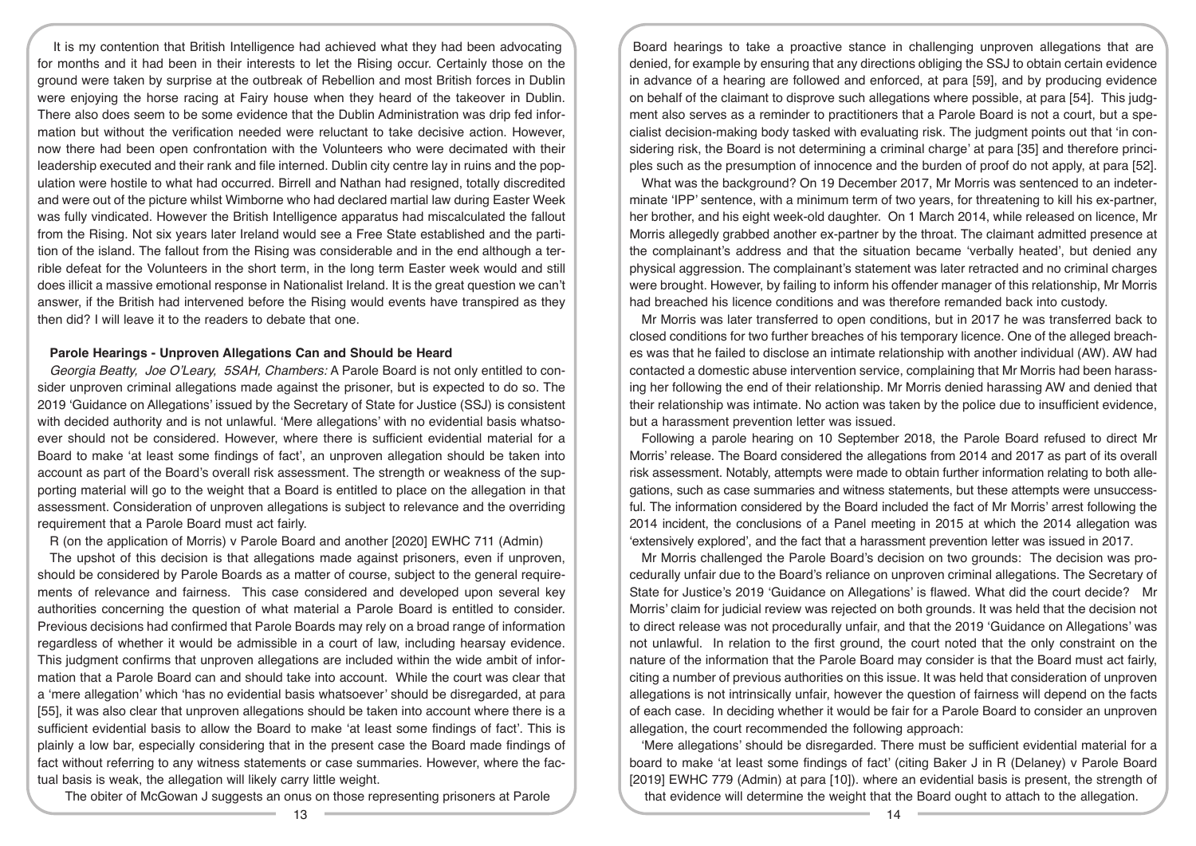It is my contention that British Intelligence had achieved what they had been advocating for months and it had been in their interests to let the Rising occur. Certainly those on the ground were taken by surprise at the outbreak of Rebellion and most British forces in Dublin were enjoying the horse racing at Fairy house when they heard of the takeover in Dublin. There also does seem to be some evidence that the Dublin Administration was drip fed information but without the verification needed were reluctant to take decisive action. However, now there had been open confrontation with the Volunteers who were decimated with their leadership executed and their rank and file interned. Dublin city centre lay in ruins and the population were hostile to what had occurred. Birrell and Nathan had resigned, totally discredited and were out of the picture whilst Wimborne who had declared martial law during Easter Week was fully vindicated. However the British Intelligence apparatus had miscalculated the fallout from the Rising. Not six years later Ireland would see a Free State established and the partition of the island. The fallout from the Rising was considerable and in the end although a terrible defeat for the Volunteers in the short term, in the long term Easter week would and still does illicit a massive emotional response in Nationalist Ireland. It is the great question we can't answer, if the British had intervened before the Rising would events have transpired as they then did? I will leave it to the readers to debate that one.

## Parole Hearings - Unproven Allegations Can and Should be Heard

*Georgia Beatty, Joe O'Leary, 5SAH, Chambers:* A Parole Board is not only entitled to consider unproven criminal allegations made against the prisoner, but is expected to do so. The 2019 'Guidance on Allegations' issued by the Secretary of State for Justice (SSJ) is consistent with decided authority and is not unlawful. 'Mere allegations' with no evidential basis whatsoever should not be considered. However, where there is sufficient evidential material for a Board to make 'at least some findings of fact', an unproven allegation should be taken into account as part of the Board's overall risk assessment. The strength or weakness of the supporting material will go to the weight that a Board is entitled to place on the allegation in that assessment. Consideration of unproven allegations is subject to relevance and the overriding requirement that a Parole Board must act fairly.

R (on the application of Morris) v Parole Board and another [2020] EWHC 711 (Admin)

The upshot of this decision is that allegations made against prisoners, even if unproven, should be considered by Parole Boards as a matter of course, subject to the general requirements of relevance and fairness. This case considered and developed upon several key authorities concerning the question of what material a Parole Board is entitled to consider. Previous decisions had confirmed that Parole Boards may rely on a broad range of information regardless of whether it would be admissible in a court of law, including hearsay evidence. This judgment confirms that unproven allegations are included within the wide ambit of information that a Parole Board can and should take into account. While the court was clear that a 'mere allegation' which 'has no evidential basis whatsoever' should be disregarded, at para [55], it was also clear that unproven allegations should be taken into account where there is a sufficient evidential basis to allow the Board to make 'at least some findings of fact'. This is plainly a low bar, especially considering that in the present case the Board made findings of fact without referring to any witness statements or case summaries. However, where the factual basis is weak, the allegation will likely carry little weight.

The obiter of McGowan J suggests an onus on those representing prisoners at Parole Board hearings to take a proactive stance in challenging unproven allegations that are denied, for example by ensuring that any directions obliging the SSJ to obtain certain evidence in advance of a hearing are followed and enforced, at para [59], and by producing evidence on behalf of the claimant to disprove such allegations where possible, at para [54]. This judgment also serves as a reminder to practitioners that a Parole Board is not a court, but a specialist decision-making body tasked with evaluating risk. The judgment points out that 'in considering risk, the Board is not determining a criminal charge' at para [35] and therefore principles such as the presumption of innocence and the burden of proof do not apply, at para [52].

What was the background? On 19 December 2017, Mr Morris was sentenced to an indeterminate 'IPP' sentence, with a minimum term of two years, for threatening to kill his ex-partner, her brother, and his eight week-old daughter. On 1 March 2014, while released on licence, Mr Morris allegedly grabbed another ex-partner by the throat. The claimant admitted presence at the complainant's address and that the situation became 'verbally heated', but denied any physical aggression. The complainant's statement was later retracted and no criminal charges were brought. However, by failing to inform his offender manager of this relationship, Mr Morris had breached his licence conditions and was therefore remanded back into custody.

Mr Morris was later transferred to open conditions, but in 2017 he was transferred back to closed conditions for two further breaches of his temporary licence. One of the alleged breaches was that he failed to disclose an intimate relationship with another individual (AW). AW had contacted a domestic abuse intervention service, complaining that Mr Morris had been harassing her following the end of their relationship. Mr Morris denied harassing AW and denied that their relationship was intimate. No action was taken by the police due to insufficient evidence, but a harassment prevention letter was issued.

Following a parole hearing on 10 September 2018, the Parole Board refused to direct Mr Morris' release. The Board considered the allegations from 2014 and 2017 as part of its overall risk assessment. Notably, attempts were made to obtain further information relating to both allegations, such as case summaries and witness statements, but these attempts were unsuccessful. The information considered by the Board included the fact of Mr Morris' arrest following the 2014 incident, the conclusions of a Panel meeting in 2015 at which the 2014 allegation was 'extensively explored', and the fact that a harassment prevention letter was issued in 2017.

Mr Morris challenged the Parole Board's decision on two grounds: The decision was procedurally unfair due to the Board's reliance on unproven criminal allegations. The Secretary of State for Justice's 2019 'Guidance on Allegations' is flawed. What did the court decide? Mr Morris' claim for judicial review was rejected on both grounds. It was held that the decision not to direct release was not procedurally unfair, and that the 2019 'Guidance on Allegations' was not unlawful. In relation to the first ground, the court noted that the only constraint on the nature of the information that the Parole Board may consider is that the Board must act fairly, citing a number of previous authorities on this issue. It was held that consideration of unproven allegations is not intrinsically unfair, however the question of fairness will depend on the facts of each case. In deciding whether it would be fair for a Parole Board to consider an unproven allegation, the court recommended the following approach:

'Mere allegations' should be disregarded. There must be sufficient evidential material for a board to make 'at least some findings of fact' (citing Baker J in R (Delaney) v Parole Board [2019] EWHC 779 (Admin) at para [10]). where an evidential basis is present, the strength of that evidence will determine the weight that the Board ought to attach to the allegation.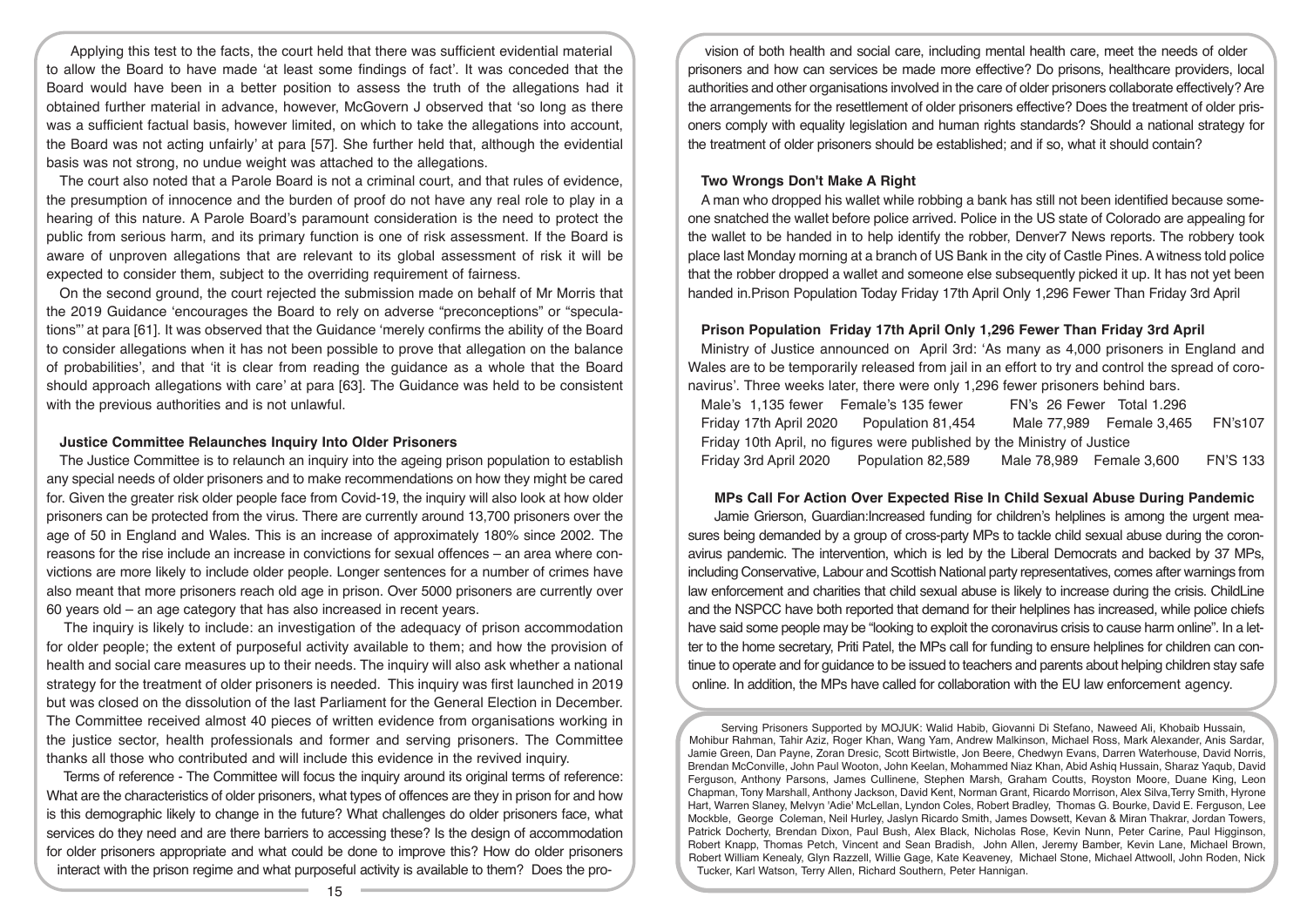Applying this test to the facts, the court held that there was sufficient evidential material to allow the Board to have made 'at least some findings of fact'. It was conceded that the Board would have been in a better position to assess the truth of the allegations had it obtained further material in advance, however, McGovern J observed that 'so long as there was a sufficient factual basis, however limited, on which to take the allegations into account, the Board was not acting unfairly' at para [57]. She further held that, although the evidential basis was not strong, no undue weight was attached to the allegations.

The court also noted that a Parole Board is not a criminal court, and that rules of evidence, the presumption of innocence and the burden of proof do not have any real role to play in a hearing of this nature. A Parole Board's paramount consideration is the need to protect the public from serious harm, and its primary function is one of risk assessment. If the Board is aware of unproven allegations that are relevant to its global assessment of risk it will be expected to consider them, subject to the overriding requirement of fairness.

On the second ground, the court rejected the submission made on behalf of Mr Morris that the 2019 Guidance 'encourages the Board to rely on adverse "preconceptions" or "speculations"' at para [61]. It was observed that the Guidance 'merely confirms the ability of the Board to consider allegations when it has not been possible to prove that allegation on the balance of probabilities', and that 'it is clear from reading the guidance as a whole that the Board should approach allegations with care' at para [63]. The Guidance was held to be consistent with the previous authorities and is not unlawful.

### Justice Committee Relaunches Inquiry Into Older Prisoners

The Justice Committee is to relaunch an inquiry into the ageing prison population to establish any special needs of older prisoners and to make recommendations on how they might be cared for. Given the greater risk older people face from Covid-19, the inquiry will also look at how older prisoners can be protected from the virus. There are currently around 13,700 prisoners over the age of 50 in England and Wales. This is an increase of approximately 180% since 2002. The reasons for the rise include an increase in convictions for sexual offences – an area where convictions are more likely to include older people. Longer sentences for a number of crimes have also meant that more prisoners reach old age in prison. Over 5000 prisoners are currently over 60 years old – an age category that has also increased in recent years.

The inquiry is likely to include: an investigation of the adequacy of prison accommodation for older people; the extent of purposeful activity available to them; and how the provision of health and social care measures up to their needs. The inquiry will also ask whether a national strategy for the treatment of older prisoners is needed. This inquiry was first launched in 2019 but was closed on the dissolution of the last Parliament for the General Election in December. The Committee received almost 40 pieces of written evidence from organisations working in the justice sector, health professionals and former and serving prisoners. The Committee thanks all those who contributed and will include this evidence in the revived inquiry.

Terms of reference - The Committee will focus the inquiry around its original terms of reference: What are the characteristics of older prisoners, what types of offences are they in prison for and how is this demographic likely to change in the future? What challenges do older prisoners face, what services do they need and are there barriers to accessing these? Is the design of accommodation for older prisoners appropriate and what could be done to improve this? How do older prisoners interact with the prison regime and what purposeful activity is available to them? Does the provision of both health and social care, including mental health care, meet the needs of older prisoners and how can services be made more effective? Do prisons, healthcare providers, local authorities and other organisations involved in the care of older prisoners collaborate effectively? Are the arrangements for the resettlement of older prisoners effective? Does the treatment of older prisoners comply with equality legislation and human rights standards? Should a national strategy for the treatment of older prisoners should be established; and if so, what it should contain?

### Two Wrongs Don't Make A Right

A man who dropped his wallet while robbing a bank has still not been identified because someone snatched the wallet before police arrived. Police in the US state of Colorado are appealing for the wallet to be handed in to help identify the robber, Denver7 News reports. The robbery took place last Monday morning at a branch of US Bank in the city of Castle Pines. A witness told police that the robber dropped a wallet and someone else subsequently picked it up. It has not yet been handed in.Prison Population Today Friday 17th April Only 1,296 Fewer Than Friday 3rd April

### Prison Population Friday 17th April Only 1,296 Fewer Than Friday 3rd April

Ministry of Justice announced on April 3rd: 'As many as 4,000 prisoners in England and Wales are to be temporarily released from jail in an effort to try and control the spread of coronavirus'. Three weeks later, there were only 1,296 fewer prisoners behind bars.

Male's 1,135 fewer Female's 135 fewer FN's 26 Fewer Total 1.296

Friday 17th April 2020 Population 81,454 Male 77,989 Female 3,465 FN's107

Friday 10th April, no figures were published by the Ministry of Justice

Friday 3rd April 2020 Population 82,589 Male 78,989 Female 3,600 FN'S 133

### MPs Call For Action Over Expected Rise In Child Sexual Abuse During Pandemic

Jamie Grierson, Guardian:Increased funding for children's helplines is among the urgent measures being demanded by a group of cross-party MPs to tackle child sexual abuse during the coronavirus pandemic. The intervention, which is led by the Liberal Democrats and backed by 37 MPs, including Conservative, Labour and Scottish National party representatives, comes after warnings from law enforcement and charities that child sexual abuse is likely to increase during the crisis. ChildLine and the NSPCC have both reported that demand for their helplines has increased, while police chiefs have said some people may be "looking to exploit the coronavirus crisis to cause harm online". In a letter to the home secretary, Priti Patel, the MPs call for funding to ensure helplines for children can continue to operate and for guidance to be issued to teachers and parents about helping children stay safe online. In addition, the MPs have called for collaboration with the EU law enforcement agency.

Serving Prisoners Supported by MOJUK: Walid Habib, Giovanni Di Stefano, Naweed Ali, Khobaib Hussain, Mohibur Rahman, Tahir Aziz, Roger Khan, Wang Yam, Andrew Malkinson, Michael Ross, Mark Alexander, Anis Sardar, Jamie Green, Dan Payne, Zoran Dresic, Scott Birtwistle, Jon Beere, Chedwyn Evans, Darren Waterhouse, David Norris, Brendan McConville, John Paul Wooton, John Keelan, Mohammed Niaz Khan, Abid Ashiq Hussain, Sharaz Yaqub, David Ferguson, Anthony Parsons, James Cullinene, Stephen Marsh, Graham Coutts, Royston Moore, Duane King, Leon Chapman, Tony Marshall, Anthony Jackson, David Kent, Norman Grant, Ricardo Morrison, Alex Silva,Terry Smith, Hyrone Hart, Warren Slaney, Melvyn 'Adie' McLellan, Lyndon Coles, Robert Bradley, Thomas G. Bourke, David E. Ferguson, Lee Mockble, George Coleman, Neil Hurley, Jaslyn Ricardo Smith, James Dowsett, Kevan & Miran Thakrar, Jordan Towers, Patrick Docherty, Brendan Dixon, Paul Bush, Alex Black, Nicholas Rose, Kevin Nunn, Peter Carine, Paul Higginson, Robert Knapp, Thomas Petch, Vincent and Sean Bradish, John Allen, Jeremy Bamber, Kevin Lane, Michael Brown, Robert William Kenealy, Glyn Razzell, Willie Gage, Kate Keaveney, Michael Stone, Michael Attwooll, John Roden, Nick Tucker, Karl Watson, Terry Allen, Richard Southern, Peter Hannigan.